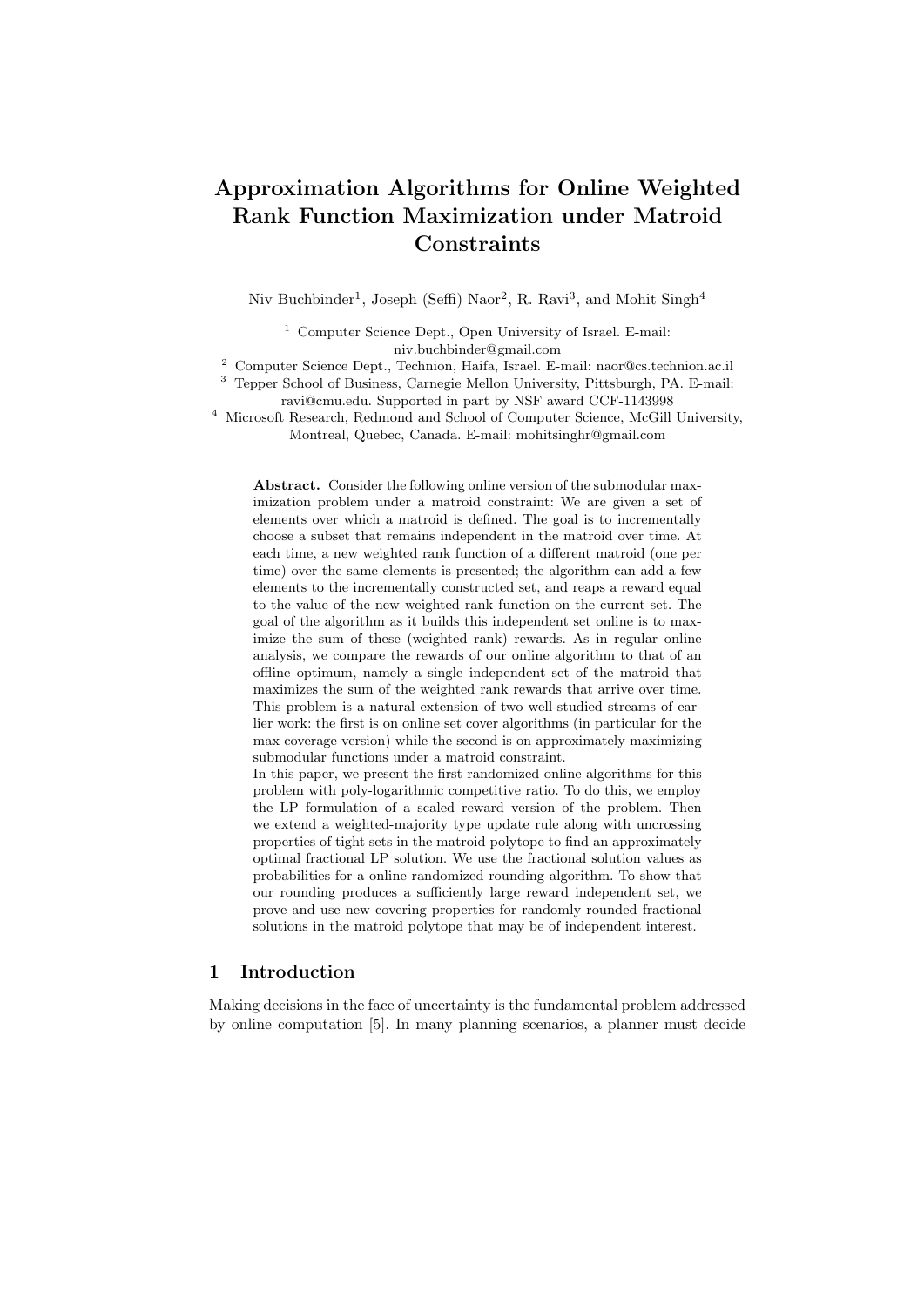# Approximation Algorithms for Online Weighted Rank Function Maximization under Matroid Constraints

Niv Buchbinder[1], Joseph (Seffi) Naor[2], R. Ravi[3], and Mohit Singh[4]

[1] Computer Science Dept., Open University of Israel. E-mail: niv.buchbinder@gmail.com

[2] Computer Science Dept., Technion, Haifa, Israel. E-mail: naor@cs.technion.ac.il

[3] Tepper School of Business, Carnegie Mellon University, Pittsburgh, PA. E-mail: ravi@cmu.edu. Supported in part by NSF award CCF-1143998

[4] Microsoft Research, Redmond and School of Computer Science, McGill University, Montreal, Quebec, Canada. E-mail: mohitsinghr@gmail.com

**Abstract.** Consider the following online version of the submodular maximization problem under a matroid constraint: We are given a set of elements over which a matroid is defined. The goal is to incrementally choose a subset that remains independent in the matroid over time. At each time, a new weighted rank function of a different matroid (one per time) over the same elements is presented; the algorithm can add a few elements to the incrementally constructed set, and reaps a reward equal to the value of the new weighted rank function on the current set. The goal of the algorithm as it builds this independent set online is to maximize the sum of these (weighted rank) rewards. As in regular online analysis, we compare the rewards of our online algorithm to that of an offline optimum, namely a single independent set of the matroid that maximizes the sum of the weighted rank rewards that arrive over time. This problem is a natural extension of two well-studied streams of earlier work: the first is on online set cover algorithms (in particular for the max coverage version) while the second is on approximately maximizing submodular functions under a matroid constraint.

In this paper, we present the first randomized online algorithms for this problem with poly-logarithmic competitive ratio. To do this, we employ the LP formulation of a scaled reward version of the problem. Then we extend a weighted-majority type update rule along with uncrossing properties of tight sets in the matroid polytope to find an approximately optimal fractional LP solution. We use the fractional solution values as probabilities for a online randomized rounding algorithm. To show that our rounding produces a sufficiently large reward independent set, we prove and use new covering properties for randomly rounded fractional solutions in the matroid polytope that may be of independent interest.

## 1 Introduction

Making decisions in the face of uncertainty is the fundamental problem addressed by online computation [5]. In many planning scenarios, a planner must decide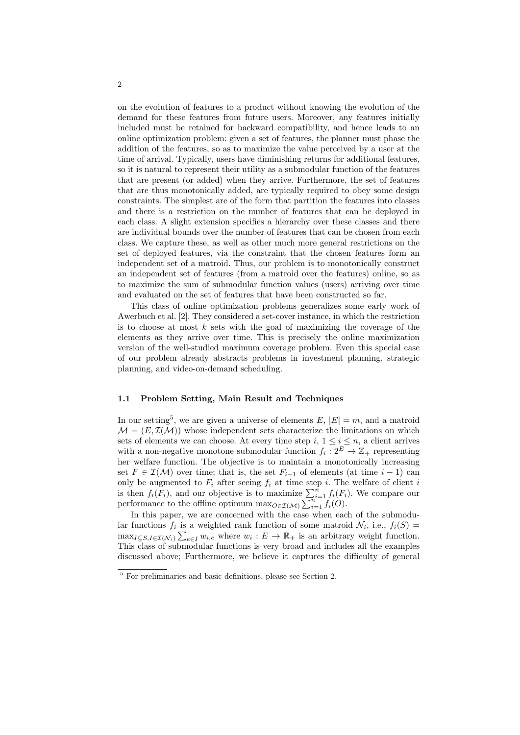on the evolution of features to a product without knowing the evolution of the demand for these features from future users. Moreover, any features initially included must be retained for backward compatibility, and hence leads to an online optimization problem: given a set of features, the planner must phase the addition of the features, so as to maximize the value perceived by a user at the time of arrival. Typically, users have diminishing returns for additional features, so it is natural to represent their utility as a submodular function of the features that are present (or added) when they arrive. Furthermore, the set of features that are thus monotonically added, are typically required to obey some design constraints. The simplest are of the form that partition the features into classes and there is a restriction on the number of features that can be deployed in each class. A slight extension specifies a hierarchy over these classes and there are individual bounds over the number of features that can be chosen from each class. We capture these, as well as other much more general restrictions on the set of deployed features, via the constraint that the chosen features form an independent set of a matroid. Thus, our problem is to monotonically construct an independent set of features (from a matroid over the features) online, so as to maximize the sum of submodular function values (users) arriving over time and evaluated on the set of features that have been constructed so far.

This class of online optimization problems generalizes some early work of Awerbuch et al. [2]. They considered a set-cover instance, in which the restriction is to choose at most $k$ sets with the goal of maximizing the coverage of the elements as they arrive over time. This is precisely the online maximization version of the well-studied maximum coverage problem. Even this special case of our problem already abstracts problems in investment planning, strategic planning, and video-on-demand scheduling.

### 1.1 Problem Setting, Main Result and Techniques

In our setting[5], we are given a universe of elements $E$, $|E| = m$, and a matroid $\mathcal{M} = (E, \mathcal{I}(\mathcal{M}))$ whose independent sets characterize the limitations on which sets of elements we can choose. At every time step $i$, $1 \leq i \leq n$, a client arrives with a non-negative monotone submodular function $f_i : 2^E \to \mathbb{Z}_+$ representing her welfare function. The objective is to maintain a monotonically increasing set $F \in \mathcal{I}(\mathcal{M})$ over time; that is, the set $F_{i-1}$ of elements (at time $i-1$) can only be augmented to $F_i$ after seeing $f_i$ at time step $i$. The welfare of client $i$ is then $f_i(F_i)$, and our objective is to maximize $\sum_{i=1}^{n} f_i(F_i)$. We compare our performance to the offline optimum $\max_{O \in \mathcal{I}(\mathcal{M})} \sum_{i=1}^{n} f_i(O)$.

In this paper, we are concerned with the case when each of the submodular functions $f_i$ is a weighted rank function of some matroid $\mathcal{N}_i$, i.e., $f_i(S) = \max_{I \subseteq S, I \in \mathcal{I}(\mathcal{N}_i)} \sum_{e \in I} w_{i,e}$ where $w_i : E \to \mathbb{R}_+$ is an arbitrary weight function. This class of submodular functions is very broad and includes all the examples discussed above; Furthermore, we believe it captures the difficulty of general

[5] For preliminaries and basic definitions, please see Section 2.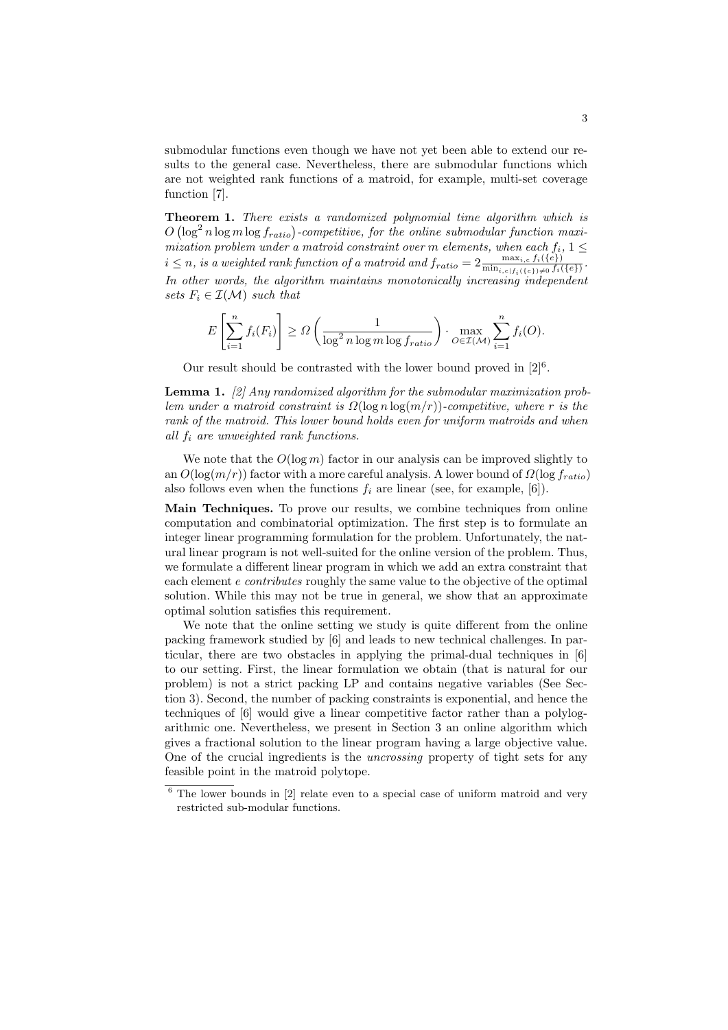submodular functions even though we have not yet been able to extend our results to the general case. Nevertheless, there are submodular functions which are not weighted rank functions of a matroid, for example, multi-set coverage function [7].

**Theorem 1.** *There exists a randomized polynomial time algorithm which is $O\left(\log^2 n \log m \log f_{ratio}\right)$-competitive, for the online submodular function maximization problem under a matroid constraint over $m$ elements, when each $f_i$, $1 \leq i \leq n$, is a weighted rank function of a matroid and $f_{ratio} = 2\frac{\max_{i,e} f_i(\{e\})}{\min_{i,e|f_i(\{e\})\neq 0} f_i(\{e\})}$. In other words, the algorithm maintains monotonically increasing independent sets $F_i \in \mathcal{I}(\mathcal{M})$ such that*

$$E\left[\sum_{i=1}^{n} f_i(F_i)\right] \geq \Omega\left(\frac{1}{\log^2 n \log m \log f_{ratio}}\right) \cdot \max_{O \in \mathcal{I}(\mathcal{M})} \sum_{i=1}^{n} f_i(O).$$

Our result should be contrasted with the lower bound proved in [2][6].

**Lemma 1.** *[2] Any randomized algorithm for the submodular maximization problem under a matroid constraint is $\Omega(\log n \log(m/r))$-competitive, where $r$ is the rank of the matroid. This lower bound holds even for uniform matroids and when all $f_i$ are unweighted rank functions.*

We note that the $O(\log m)$ factor in our analysis can be improved slightly to an $O(\log(m/r))$ factor with a more careful analysis. A lower bound of $\Omega(\log f_{ratio})$ also follows even when the functions $f_i$ are linear (see, for example, [6]).

**Main Techniques.** To prove our results, we combine techniques from online computation and combinatorial optimization. The first step is to formulate an integer linear programming formulation for the problem. Unfortunately, the natural linear program is not well-suited for the online version of the problem. Thus, we formulate a different linear program in which we add an extra constraint that each element $e$ *contributes* roughly the same value to the objective of the optimal solution. While this may not be true in general, we show that an approximate optimal solution satisfies this requirement.

We note that the online setting we study is quite different from the online packing framework studied by [6] and leads to new technical challenges. In particular, there are two obstacles in applying the primal-dual techniques in [6] to our setting. First, the linear formulation we obtain (that is natural for our problem) is not a strict packing LP and contains negative variables (See Section 3). Second, the number of packing constraints is exponential, and hence the techniques of [6] would give a linear competitive factor rather than a polylogarithmic one. Nevertheless, we present in Section 3 an online algorithm which gives a fractional solution to the linear program having a large objective value. One of the crucial ingredients is the *uncrossing* property of tight sets for any feasible point in the matroid polytope.

[6] The lower bounds in [2] relate even to a special case of uniform matroid and very restricted sub-modular functions.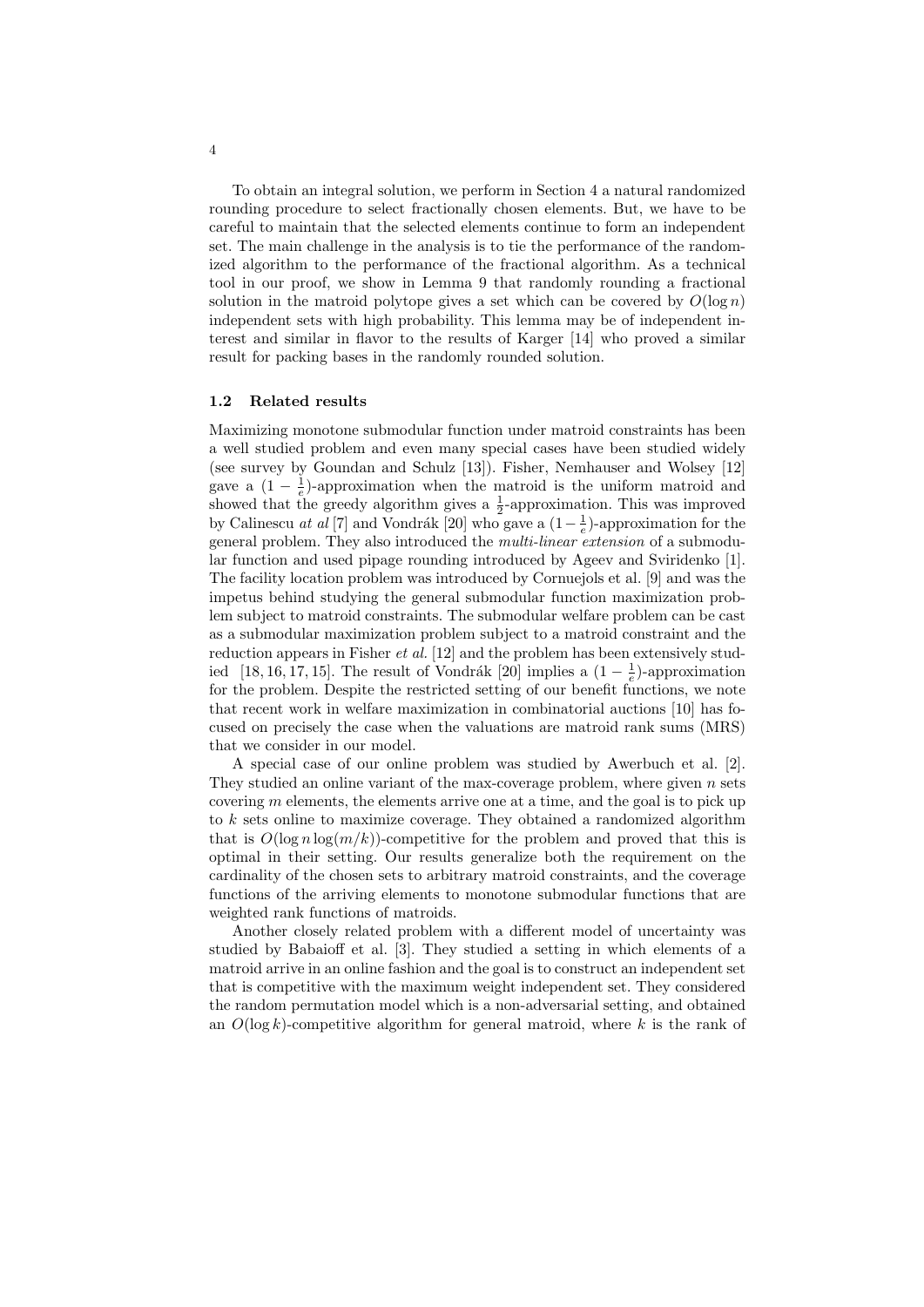To obtain an integral solution, we perform in Section 4 a natural randomized rounding procedure to select fractionally chosen elements. But, we have to be careful to maintain that the selected elements continue to form an independent set. The main challenge in the analysis is to tie the performance of the randomized algorithm to the performance of the fractional algorithm. As a technical tool in our proof, we show in Lemma 9 that randomly rounding a fractional solution in the matroid polytope gives a set which can be covered by $O(\log n)$ independent sets with high probability. This lemma may be of independent interest and similar in flavor to the results of Karger [14] who proved a similar result for packing bases in the randomly rounded solution.

### 1.2 Related results

Maximizing monotone submodular function under matroid constraints has been a well studied problem and even many special cases have been studied widely (see survey by Goundan and Schulz [13]). Fisher, Nemhauser and Wolsey [12] gave a $(1-\frac{1}{e})$-approximation when the matroid is the uniform matroid and showed that the greedy algorithm gives a $\frac{1}{2}$-approximation. This was improved by Calinescu *at al* [7] and Vondrák [20] who gave a $(1-\frac{1}{e})$-approximation for the general problem. They also introduced the *multi-linear extension* of a submodular function and used pipage rounding introduced by Ageev and Sviridenko [1]. The facility location problem was introduced by Cornuejols et al. [9] and was the impetus behind studying the general submodular function maximization problem subject to matroid constraints. The submodular welfare problem can be cast as a submodular maximization problem subject to a matroid constraint and the reduction appears in Fisher *et al.* [12] and the problem has been extensively studied [18, 16, 17, 15]. The result of Vondrák [20] implies a $(1-\frac{1}{e})$-approximation for the problem. Despite the restricted setting of our benefit functions, we note that recent work in welfare maximization in combinatorial auctions [10] has focused on precisely the case when the valuations are matroid rank sums (MRS) that we consider in our model.

A special case of our online problem was studied by Awerbuch et al. [2]. They studied an online variant of the max-coverage problem, where given $n$ sets covering $m$ elements, the elements arrive one at a time, and the goal is to pick up to $k$ sets online to maximize coverage. They obtained a randomized algorithm that is $O(\log n \log(m/k))$-competitive for the problem and proved that this is optimal in their setting. Our results generalize both the requirement on the cardinality of the chosen sets to arbitrary matroid constraints, and the coverage functions of the arriving elements to monotone submodular functions that are weighted rank functions of matroids.

Another closely related problem with a different model of uncertainty was studied by Babaioff et al. [3]. They studied a setting in which elements of a matroid arrive in an online fashion and the goal is to construct an independent set that is competitive with the maximum weight independent set. They considered the random permutation model which is a non-adversarial setting, and obtained an $O(\log k)$-competitive algorithm for general matroid, where $k$ is the rank of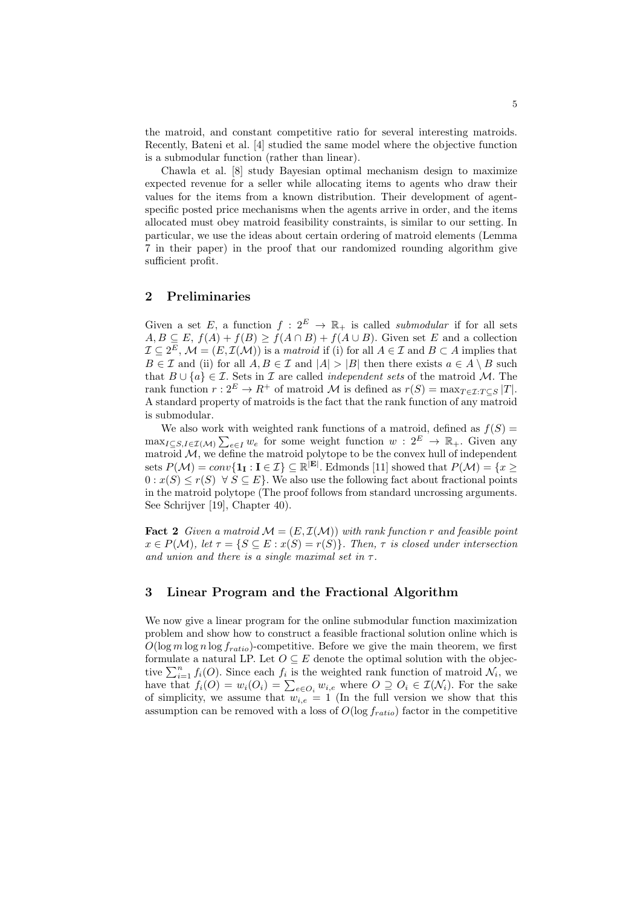the matroid, and constant competitive ratio for several interesting matroids. Recently, Bateni et al. [4] studied the same model where the objective function is a submodular function (rather than linear).

Chawla et al. [8] study Bayesian optimal mechanism design to maximize expected revenue for a seller while allocating items to agents who draw their values for the items from a known distribution. Their development of agent-specific posted price mechanisms when the agents arrive in order, and the items allocated must obey matroid feasibility constraints, is similar to our setting. In particular, we use the ideas about certain ordering of matroid elements (Lemma 7 in their paper) in the proof that our randomized rounding algorithm give sufficient profit.

## 2 Preliminaries

Given a set $E$, a function $f : 2^E \to \mathbb{R}_+$ is called *submodular* if for all sets $A, B \subseteq E$, $f(A) + f(B) \geq f(A \cap B) + f(A \cup B)$. Given set $E$ and a collection $\mathcal{I} \subseteq 2^E$, $\mathcal{M} = (E, \mathcal{I}(\mathcal{M}))$ is a *matroid* if (i) for all $A \in \mathcal{I}$ and $B \subset A$ implies that $B \in \mathcal{I}$ and (ii) for all $A, B \in \mathcal{I}$ and $|A| > |B|$ then there exists $a \in A \setminus B$ such that $B \cup \{a\} \in \mathcal{I}$. Sets in $\mathcal{I}$ are called *independent sets* of the matroid $\mathcal{M}$. The rank function $r : 2^E \to R^+$ of matroid $\mathcal{M}$ is defined as $r(S) = \max_{T \in \mathcal{I}: T \subseteq S} |T|$. A standard property of matroids is the fact that the rank function of any matroid is submodular.

We also work with weighted rank functions of a matroid, defined as $f(S) = \max_{I \subseteq S, I \in \mathcal{I}(\mathcal{M})} \sum_{e \in I} w_e$ for some weight function $w : 2^E \to \mathbb{R}_+$. Given any matroid $\mathcal{M}$, we define the matroid polytope to be the convex hull of independent sets $P(\mathcal{M}) = conv\{\mathbf{1_I} : \mathbf{I} \in \mathcal{I}\} \subseteq \mathbb{R}^{|\mathbf{E}|}$. Edmonds [11] showed that $P(\mathcal{M}) = \{x \geq 0 : x(S) \leq r(S) \ \ \forall\, S \subseteq E\}$. We also use the following fact about fractional points in the matroid polytope (The proof follows from standard uncrossing arguments. See Schrijver [19], Chapter 40).

**Fact 2** *Given a matroid $\mathcal{M} = (E, \mathcal{I}(\mathcal{M}))$ with rank function $r$ and feasible point $x \in P(\mathcal{M})$, let $\tau = \{S \subseteq E : x(S) = r(S)\}$. Then, $\tau$ is closed under intersection and union and there is a single maximal set in $\tau$.*

## 3 Linear Program and the Fractional Algorithm

We now give a linear program for the online submodular function maximization problem and show how to construct a feasible fractional solution online which is $O(\log m \log n \log f_{ratio})$-competitive. Before we give the main theorem, we first formulate a natural LP. Let $O \subseteq E$ denote the optimal solution with the objective $\sum_{i=1}^{n} f_i(O)$. Since each $f_i$ is the weighted rank function of matroid $\mathcal{N}_i$, we have that $f_i(O) = w_i(O_i) = \sum_{e \in O_i} w_{i,e}$ where $O \supseteq O_i \in \mathcal{I}(\mathcal{N}_i)$. For the sake of simplicity, we assume that $w_{i,e} = 1$ (In the full version we show that this assumption can be removed with a loss of $O(\log f_{ratio})$ factor in the competitive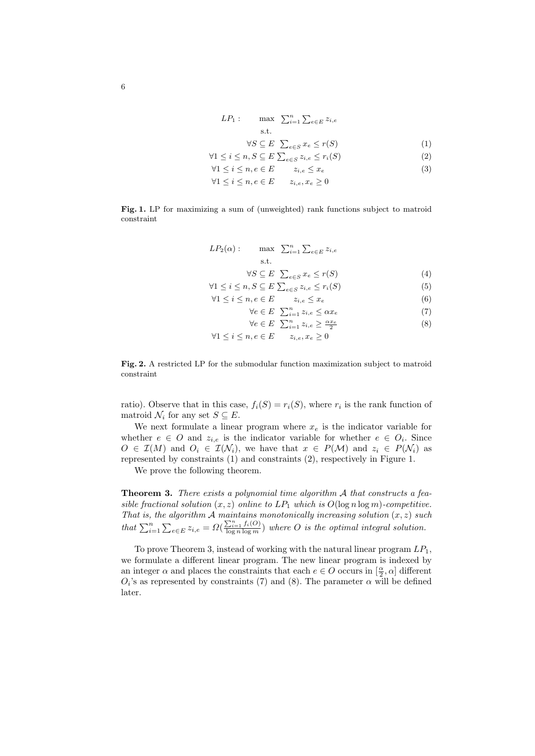$$
\begin{aligned}
LP_1: \quad & \max \ \sum_{i=1}^{n} \sum_{e \in E} z_{i,e} \\
& \text{s.t.} \\
\forall S \subseteq E \quad & \sum_{e \in S} x_e \leq r(S) && (1) \\
\forall 1 \leq i \leq n, S \subseteq E \quad & \sum_{e \in S} z_{i,e} \leq r_i(S) && (2) \\
\forall 1 \leq i \leq n, e \in E \quad & z_{i,e} \leq x_e && (3) \\
\forall 1 \leq i \leq n, e \in E \quad & z_{i,e}, x_e \geq 0
\end{aligned}
$$

**Fig. 1.** LP for maximizing a sum of (unweighted) rank functions subject to matroid constraint

$$
\begin{aligned}
LP_2(\alpha): \quad & \max \ \sum_{i=1}^{n} \sum_{e \in E} z_{i,e} \\
& \text{s.t.} \\
\forall S \subseteq E \quad & \sum_{e \in S} x_e \leq r(S) && (4) \\
\forall 1 \leq i \leq n, S \subseteq E \quad & \sum_{e \in S} z_{i,e} \leq r_i(S) && (5) \\
\forall 1 \leq i \leq n, e \in E \quad & z_{i,e} \leq x_e && (6) \\
\forall e \in E \quad & \sum_{i=1}^{n} z_{i,e} \leq \alpha x_e && (7) \\
\forall e \in E \quad & \sum_{i=1}^{n} z_{i,e} \geq \frac{\alpha x_e}{2} && (8) \\
\forall 1 \leq i \leq n, e \in E \quad & z_{i,e}, x_e \geq 0
\end{aligned}
$$

**Fig. 2.** A restricted LP for the submodular function maximization subject to matroid constraint

ratio). Observe that in this case, $f_i(S) = r_i(S)$, where $r_i$ is the rank function of matroid $\mathcal{N}_i$ for any set $S \subseteq E$.

We next formulate a linear program where $x_e$ is the indicator variable for whether $e \in O$ and $z_{i,e}$ is the indicator variable for whether $e \in O_i$. Since $O \in \mathcal{I}(M)$ and $O_i \in \mathcal{I}(\mathcal{N}_i)$, we have that $x \in P(\mathcal{M})$ and $z_i \in P(\mathcal{N}_i)$ as represented by constraints (1) and constraints (2), respectively in Figure 1.

We prove the following theorem.

**Theorem 3.** *There exists a polynomial time algorithm $\mathcal{A}$ that constructs a feasible fractional solution $(x, z)$ online to $LP_1$ which is $O(\log n \log m)$-competitive. That is, the algorithm $\mathcal{A}$ maintains monotonically increasing solution $(x, z)$ such that $\sum_{i=1}^{n} \sum_{e \in E} z_{i,e} = \Omega(\frac{\sum_{i=1}^{n} f_i(O)}{\log n \log m})$ where $O$ is the optimal integral solution.*

To prove Theorem 3, instead of working with the natural linear program $LP_1$, we formulate a different linear program. The new linear program is indexed by an integer $\alpha$ and places the constraints that each $e \in O$ occurs in $[\frac{\alpha}{2}, \alpha]$ different $O_i$'s as represented by constraints (7) and (8). The parameter $\alpha$ will be defined later.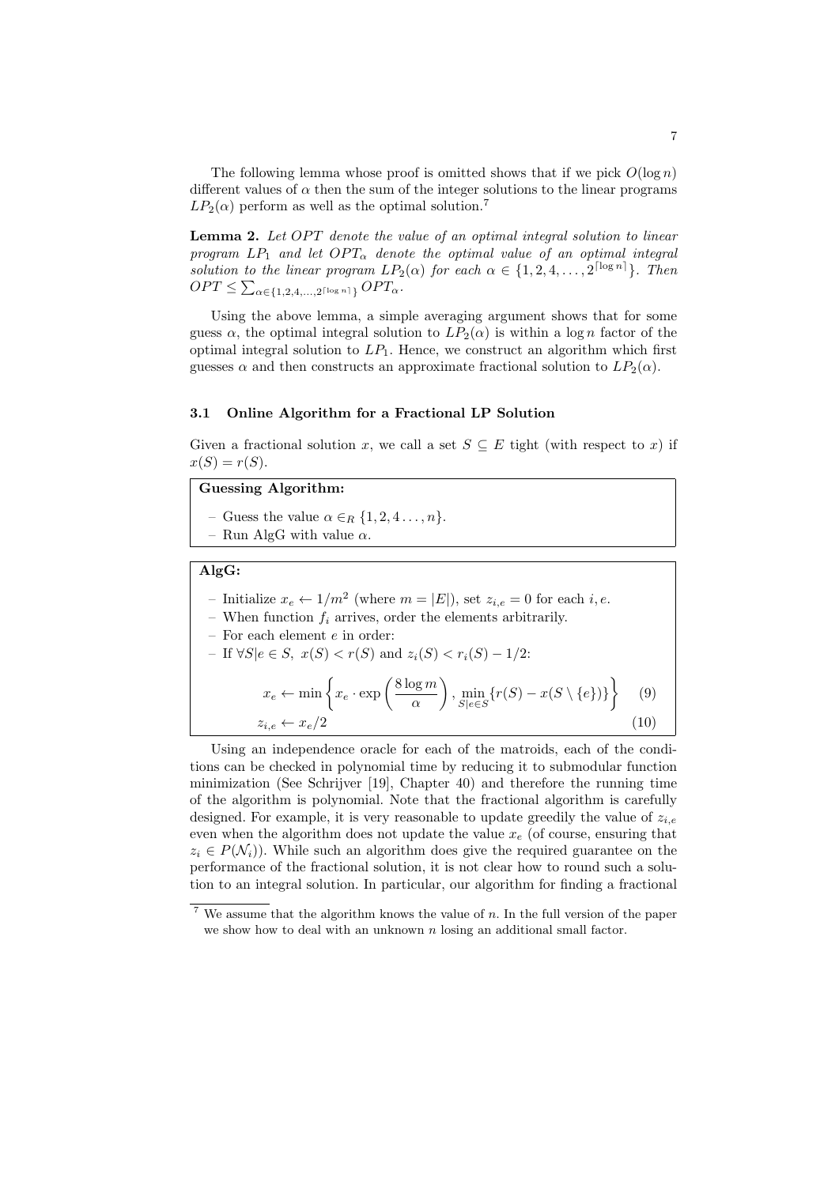The following lemma whose proof is omitted shows that if we pick $O(\log n)$ different values of $\alpha$ then the sum of the integer solutions to the linear programs $LP_2(\alpha)$ perform as well as the optimal solution.[7]

**Lemma 2.** *Let $OPT$ denote the value of an optimal integral solution to linear program $LP_1$ and let $OPT_\alpha$ denote the optimal value of an optimal integral solution to the linear program $LP_2(\alpha)$ for each $\alpha \in \{1, 2, 4, \dots, 2^{\lceil \log n \rceil}\}$. Then $OPT \leq \sum_{\alpha \in \{1,2,4,\dots,2^{\lceil \log n \rceil}\}} OPT_\alpha$.*

Using the above lemma, a simple averaging argument shows that for some guess $\alpha$, the optimal integral solution to $LP_2(\alpha)$ is within a $\log n$ factor of the optimal integral solution to $LP_1$. Hence, we construct an algorithm which first guesses $\alpha$ and then constructs an approximate fractional solution to $LP_2(\alpha)$.

### 3.1 Online Algorithm for a Fractional LP Solution

Given a fractional solution $x$, we call a set $S \subseteq E$ tight (with respect to $x$) if $x(S) = r(S)$.

**Guessing Algorithm:**

- Guess the value $\alpha \in_R \{1, 2, 4 \dots, n\}$.
- Run AlgG with value $\alpha$.

**AlgG:**

- Initialize $x_e \leftarrow 1/m^2$ (where $m = |E|$), set $z_{i,e} = 0$ for each $i, e$.
- When function $f_i$ arrives, order the elements arbitrarily.
- For each element $e$ in order:
- If $\forall S | e \in S,\ x(S) < r(S)$ and $z_i(S) < r_i(S) - 1/2$:

$$x_e \leftarrow \min \left\{ x_e \cdot \exp\left( \frac{8 \log m}{\alpha} \right), \min_{S | e \in S} \{ r(S) - x(S \setminus \{e\}) \} \right\} \quad (9)$$

$$z_{i,e} \leftarrow x_e / 2 \quad (10)$$

Using an independence oracle for each of the matroids, each of the conditions can be checked in polynomial time by reducing it to submodular function minimization (See Schrijver [19], Chapter 40) and therefore the running time of the algorithm is polynomial. Note that the fractional algorithm is carefully designed. For example, it is very reasonable to update greedily the value of $z_{i,e}$ even when the algorithm does not update the value $x_e$ (of course, ensuring that $z_i \in P(\mathcal{N}_i)$). While such an algorithm does give the required guarantee on the performance of the fractional solution, it is not clear how to round such a solution to an integral solution. In particular, our algorithm for finding a fractional

[7] We assume that the algorithm knows the value of $n$. In the full version of the paper we show how to deal with an unknown $n$ losing an additional small factor.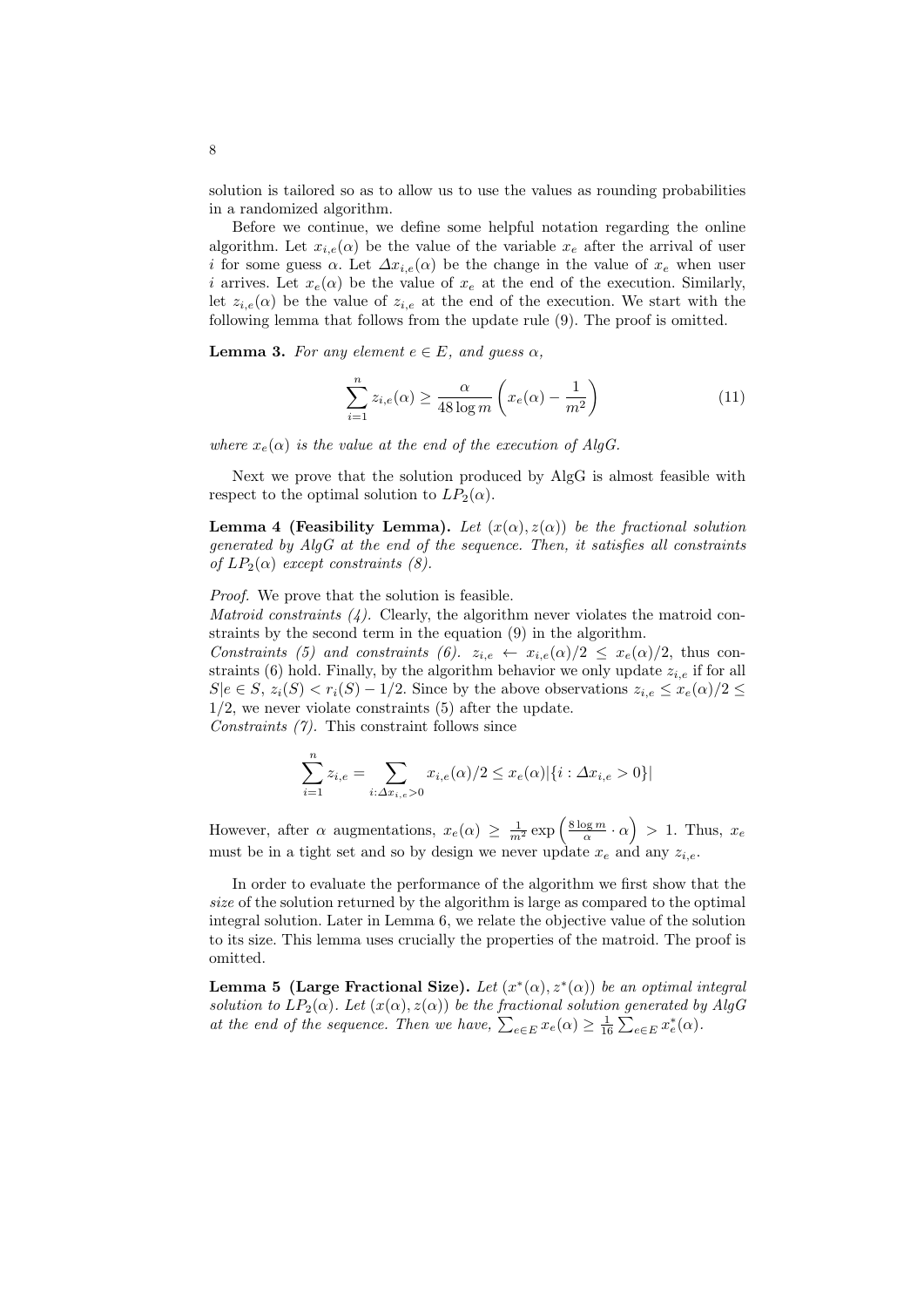solution is tailored so as to allow us to use the values as rounding probabilities in a randomized algorithm.

Before we continue, we define some helpful notation regarding the online algorithm. Let $x_{i,e}(\alpha)$ be the value of the variable $x_e$ after the arrival of user $i$ for some guess $\alpha$. Let $\Delta x_{i,e}(\alpha)$ be the change in the value of $x_e$ when user $i$ arrives. Let $x_e(\alpha)$ be the value of $x_e$ at the end of the execution. Similarly, let $z_{i,e}(\alpha)$ be the value of $z_{i,e}$ at the end of the execution. We start with the following lemma that follows from the update rule (9). The proof is omitted.

**Lemma 3.** *For any element $e \in E$, and guess $\alpha$,*

$$\sum_{i=1}^{n} z_{i,e}(\alpha) \geq \frac{\alpha}{48 \log m}\left(x_e(\alpha) - \frac{1}{m^2}\right) \tag{11}$$

*where $x_e(\alpha)$ is the value at the end of the execution of AlgG.*

Next we prove that the solution produced by AlgG is almost feasible with respect to the optimal solution to $LP_2(\alpha)$.

**Lemma 4 (Feasibility Lemma).** *Let $(x(\alpha), z(\alpha))$ be the fractional solution generated by AlgG at the end of the sequence. Then, it satisfies all constraints of $LP_2(\alpha)$ except constraints (8).*

*Proof.* We prove that the solution is feasible.
*Matroid constraints (4).* Clearly, the algorithm never violates the matroid constraints by the second term in the equation (9) in the algorithm.
*Constraints (5) and constraints (6).* $z_{i,e} \leftarrow x_{i,e}(\alpha)/2 \leq x_e(\alpha)/2$, thus constraints (6) hold. Finally, by the algorithm behavior we only update $z_{i,e}$ if for all $S|e \in S$, $z_i(S) < r_i(S) - 1/2$. Since by the above observations $z_{i,e} \leq x_e(\alpha)/2 \leq 1/2$, we never violate constraints (5) after the update.
*Constraints (7).* This constraint follows since

$$\sum_{i=1}^{n} z_{i,e} = \sum_{i:\Delta x_{i,e}>0} x_{i,e}(\alpha)/2 \leq x_e(\alpha)|\{i : \Delta x_{i,e} > 0\}|$$

However, after $\alpha$ augmentations, $x_e(\alpha) \geq \frac{1}{m^2}\exp\left(\frac{8\log m}{\alpha}\cdot\alpha\right) > 1$. Thus, $x_e$ must be in a tight set and so by design we never update $x_e$ and any $z_{i,e}$.

In order to evaluate the performance of the algorithm we first show that the *size* of the solution returned by the algorithm is large as compared to the optimal integral solution. Later in Lemma 6, we relate the objective value of the solution to its size. This lemma uses crucially the properties of the matroid. The proof is omitted.

**Lemma 5 (Large Fractional Size).** *Let $(x^*(\alpha), z^*(\alpha))$ be an optimal integral solution to $LP_2(\alpha)$. Let $(x(\alpha), z(\alpha))$ be the fractional solution generated by AlgG at the end of the sequence. Then we have, $\sum_{e\in E} x_e(\alpha) \geq \frac{1}{16}\sum_{e\in E} x^*_e(\alpha)$.*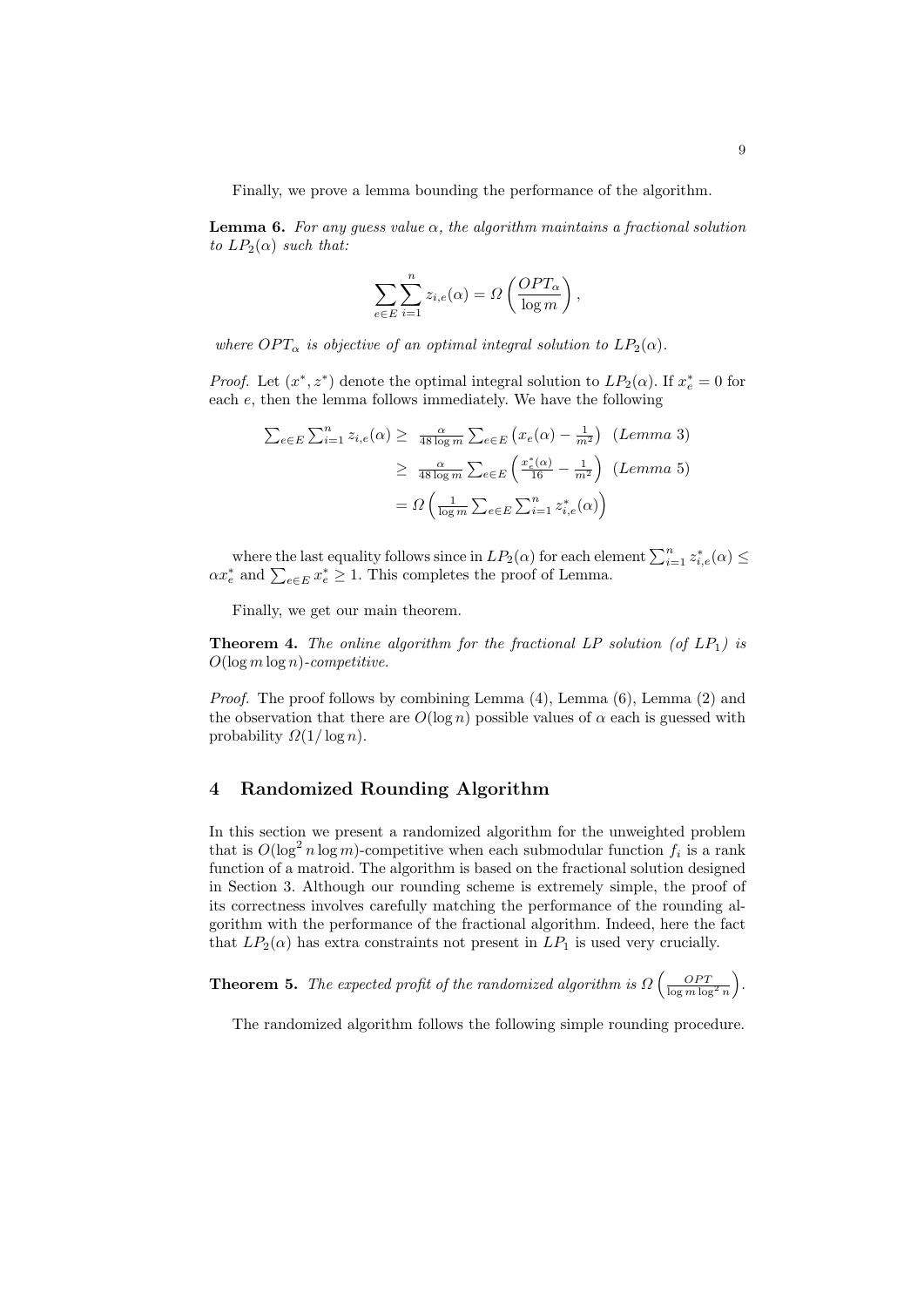Finally, we prove a lemma bounding the performance of the algorithm.

**Lemma 6.** *For any guess value $\alpha$, the algorithm maintains a fractional solution to $LP_2(\alpha)$ such that:*

$$\sum_{e \in E} \sum_{i=1}^{n} z_{i,e}(\alpha) = \Omega\left(\frac{OPT_\alpha}{\log m}\right),$$

*where $OPT_\alpha$ is objective of an optimal integral solution to $LP_2(\alpha)$.*

*Proof.* Let $(x^*, z^*)$ denote the optimal integral solution to $LP_2(\alpha)$. If $x^*_e = 0$ for each $e$, then the lemma follows immediately. We have the following

$$\begin{aligned}
\sum_{e \in E} \sum_{i=1}^{n} z_{i,e}(\alpha) &\geq \frac{\alpha}{48 \log m} \sum_{e \in E} \left(x_e(\alpha) - \frac{1}{m^2}\right) \quad (\textit{Lemma } 3) \\
&\geq \frac{\alpha}{48 \log m} \sum_{e \in E} \left(\frac{x^*_e(\alpha)}{16} - \frac{1}{m^2}\right) \quad (\textit{Lemma } 5) \\
&= \Omega\left(\frac{1}{\log m} \sum_{e \in E} \sum_{i=1}^{n} z^*_{i,e}(\alpha)\right)
\end{aligned}$$

where the last equality follows since in $LP_2(\alpha)$ for each element $\sum_{i=1}^{n} z^*_{i,e}(\alpha) \leq \alpha x^*_e$ and $\sum_{e \in E} x^*_e \geq 1$. This completes the proof of Lemma.

Finally, we get our main theorem.

**Theorem 4.** *The online algorithm for the fractional LP solution (of $LP_1$) is $O(\log m \log n)$-competitive.*

*Proof.* The proof follows by combining Lemma (4), Lemma (6), Lemma (2) and the observation that there are $O(\log n)$ possible values of $\alpha$ each is guessed with probability $\Omega(1/\log n)$.

## 4 Randomized Rounding Algorithm

In this section we present a randomized algorithm for the unweighted problem that is $O(\log^2 n \log m)$-competitive when each submodular function $f_i$ is a rank function of a matroid. The algorithm is based on the fractional solution designed in Section 3. Although our rounding scheme is extremely simple, the proof of its correctness involves carefully matching the performance of the rounding algorithm with the performance of the fractional algorithm. Indeed, here the fact that $LP_2(\alpha)$ has extra constraints not present in $LP_1$ is used very crucially.

**Theorem 5.** *The expected profit of the randomized algorithm is $\Omega\left(\frac{OPT}{\log m \log^2 n}\right)$.*

The randomized algorithm follows the following simple rounding procedure.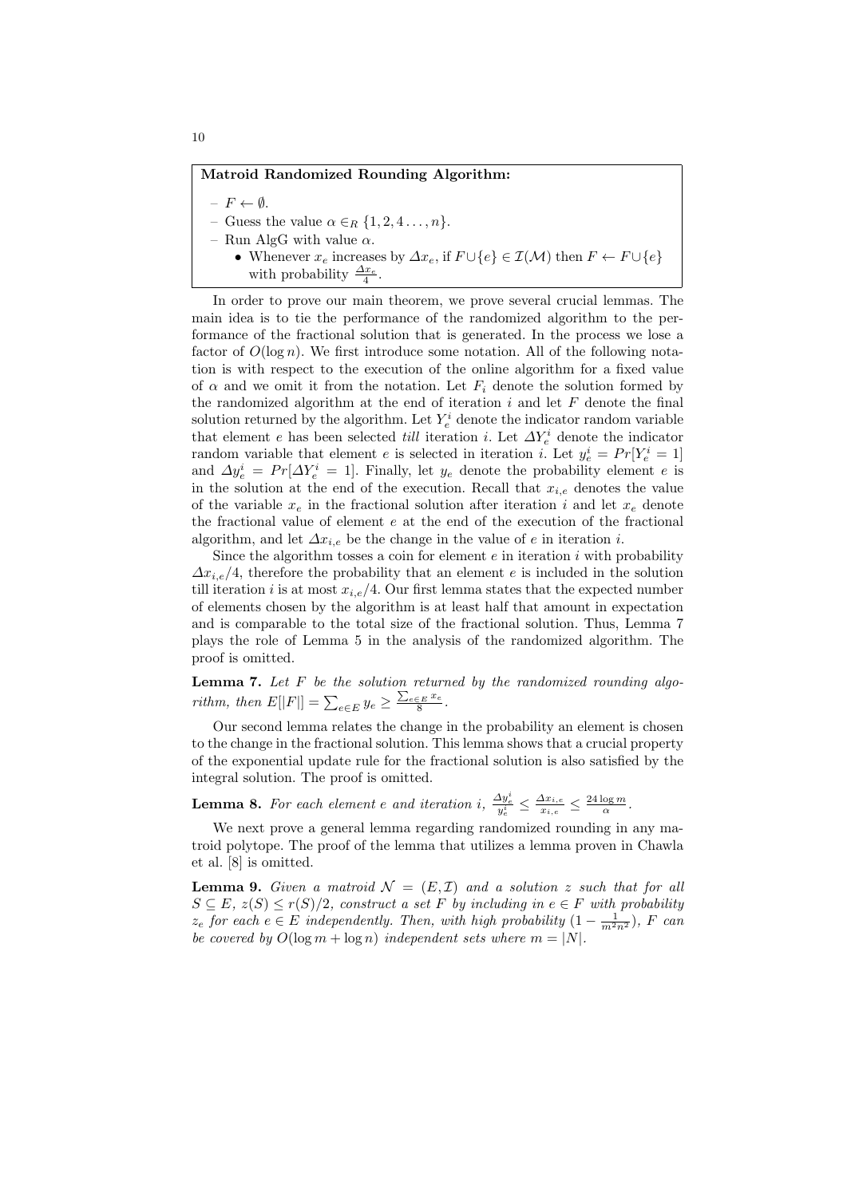**Matroid Randomized Rounding Algorithm:**

- $F \leftarrow \emptyset$.
- Guess the value $\alpha \in_R \{1, 2, 4 \ldots, n\}$.
- Run AlgG with value $\alpha$.
  - Whenever $x_e$ increases by $\Delta x_e$, if $F \cup \{e\} \in \mathcal{I}(\mathcal{M})$ then $F \leftarrow F \cup \{e\}$ with probability $\frac{\Delta x_e}{4}$.

In order to prove our main theorem, we prove several crucial lemmas. The main idea is to tie the performance of the randomized algorithm to the performance of the fractional solution that is generated. In the process we lose a factor of $O(\log n)$. We first introduce some notation. All of the following notation is with respect to the execution of the online algorithm for a fixed value of $\alpha$ and we omit it from the notation. Let $F_i$ denote the solution formed by the randomized algorithm at the end of iteration $i$ and let $F$ denote the final solution returned by the algorithm. Let $Y_e^i$ denote the indicator random variable that element $e$ has been selected *till* iteration $i$. Let $\Delta Y_e^i$ denote the indicator random variable that element $e$ is selected in iteration $i$. Let $y_e^i = Pr[Y_e^i = 1]$ and $\Delta y_e^i = Pr[\Delta Y_e^i = 1]$. Finally, let $y_e$ denote the probability element $e$ is in the solution at the end of the execution. Recall that $x_{i,e}$ denotes the value of the variable $x_e$ in the fractional solution after iteration $i$ and let $x_e$ denote the fractional value of element $e$ at the end of the execution of the fractional algorithm, and let $\Delta x_{i,e}$ be the change in the value of $e$ in iteration $i$.

Since the algorithm tosses a coin for element $e$ in iteration $i$ with probability $\Delta x_{i,e}/4$, therefore the probability that an element $e$ is included in the solution till iteration $i$ is at most $x_{i,e}/4$. Our first lemma states that the expected number of elements chosen by the algorithm is at least half that amount in expectation and is comparable to the total size of the fractional solution. Thus, Lemma 7 plays the role of Lemma 5 in the analysis of the randomized algorithm. The proof is omitted.

**Lemma 7.** *Let $F$ be the solution returned by the randomized rounding algorithm, then $E[|F|] = \sum_{e \in E} y_e \geq \frac{\sum_{e \in E} x_e}{8}$.*

Our second lemma relates the change in the probability an element is chosen to the change in the fractional solution. This lemma shows that a crucial property of the exponential update rule for the fractional solution is also satisfied by the integral solution. The proof is omitted.

**Lemma 8.** *For each element $e$ and iteration $i$, $\frac{\Delta y_e^i}{y_e^i} \leq \frac{\Delta x_{i,e}}{x_{i,e}} \leq \frac{24 \log m}{\alpha}$.*

We next prove a general lemma regarding randomized rounding in any matroid polytope. The proof of the lemma that utilizes a lemma proven in Chawla et al. [8] is omitted.

**Lemma 9.** *Given a matroid $\mathcal{N} = (E, \mathcal{I})$ and a solution $z$ such that for all $S \subseteq E$, $z(S) \leq r(S)/2$, construct a set $F$ by including in $e \in F$ with probability $z_e$ for each $e \in E$ independently. Then, with high probability $(1 - \frac{1}{m^2 n^2})$, $F$ can be covered by $O(\log m + \log n)$ independent sets where $m = |N|$.*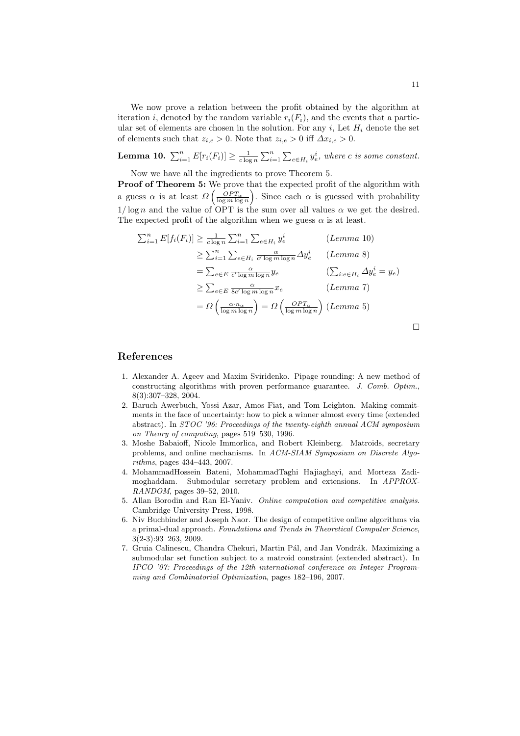We now prove a relation between the profit obtained by the algorithm at iteration $i$, denoted by the random variable $r_i(F_i)$, and the events that a particular set of elements are chosen in the solution. For any $i$, Let $H_i$ denote the set of elements such that $z_{i,e} > 0$. Note that $z_{i,e} > 0$ iff $\Delta x_{i,e} > 0$.

**Lemma 10.** *$\sum_{i=1}^{n} E[r_i(F_i)] \geq \frac{1}{c \log n} \sum_{i=1}^{n} \sum_{e \in H_i} y_e^i$, where $c$ is some constant.*

Now we have all the ingredients to prove Theorem 5.

**Proof of Theorem 5:** We prove that the expected profit of the algorithm with a guess $\alpha$ is at least $\Omega\left(\frac{OPT_\alpha}{\log m \log n}\right)$. Since each $\alpha$ is guessed with probability $1/\log n$ and the value of OPT is the sum over all values $\alpha$ we get the desired. The expected profit of the algorithm when we guess $\alpha$ is at least.

$$
\begin{aligned}
\sum_{i=1}^{n} E[f_i(F_i)] &\geq \frac{1}{c \log n} \sum_{i=1}^{n} \sum_{e \in H_i} y_e^i & (\textit{Lemma } 10)\\
&\geq \sum_{i=1}^{n} \sum_{e \in H_i} \frac{\alpha}{c' \log m \log n} \Delta y_e^i & (\textit{Lemma } 8)\\
&= \sum_{e \in E} \frac{\alpha}{c' \log m \log n} y_e & (\textstyle\sum_{i: e \in H_i} \Delta y_e^i = y_e)\\
&\geq \sum_{e \in E} \frac{\alpha}{8c' \log m \log n} x_e & (\textit{Lemma } 7)\\
&= \Omega\left(\frac{\alpha \cdot n_\alpha}{\log m \log n}\right) = \Omega\left(\frac{OPT_\alpha}{\log m \log n}\right) & (\textit{Lemma } 5)
\end{aligned}
$$

□

## References

1. Alexander A. Ageev and Maxim Sviridenko. Pipage rounding: A new method of constructing algorithms with proven performance guarantee. *J. Comb. Optim.*, 8(3):307–328, 2004.
2. Baruch Awerbuch, Yossi Azar, Amos Fiat, and Tom Leighton. Making commitments in the face of uncertainty: how to pick a winner almost every time (extended abstract). In *STOC '96: Proceedings of the twenty-eighth annual ACM symposium on Theory of computing*, pages 519–530, 1996.
3. Moshe Babaioff, Nicole Immorlica, and Robert Kleinberg. Matroids, secretary problems, and online mechanisms. In *ACM-SIAM Symposium on Discrete Algorithms*, pages 434–443, 2007.
4. MohammadHossein Bateni, MohammadTaghi Hajiaghayi, and Morteza Zadimoghaddam. Submodular secretary problem and extensions. In *APPROX-RANDOM*, pages 39–52, 2010.
5. Allan Borodin and Ran El-Yaniv. *Online computation and competitive analysis*. Cambridge University Press, 1998.
6. Niv Buchbinder and Joseph Naor. The design of competitive online algorithms via a primal-dual approach. *Foundations and Trends in Theoretical Computer Science*, 3(2-3):93–263, 2009.
7. Gruia Calinescu, Chandra Chekuri, Martin Pál, and Jan Vondrák. Maximizing a submodular set function subject to a matroid constraint (extended abstract). In *IPCO '07: Proceedings of the 12th international conference on Integer Programming and Combinatorial Optimization*, pages 182–196, 2007.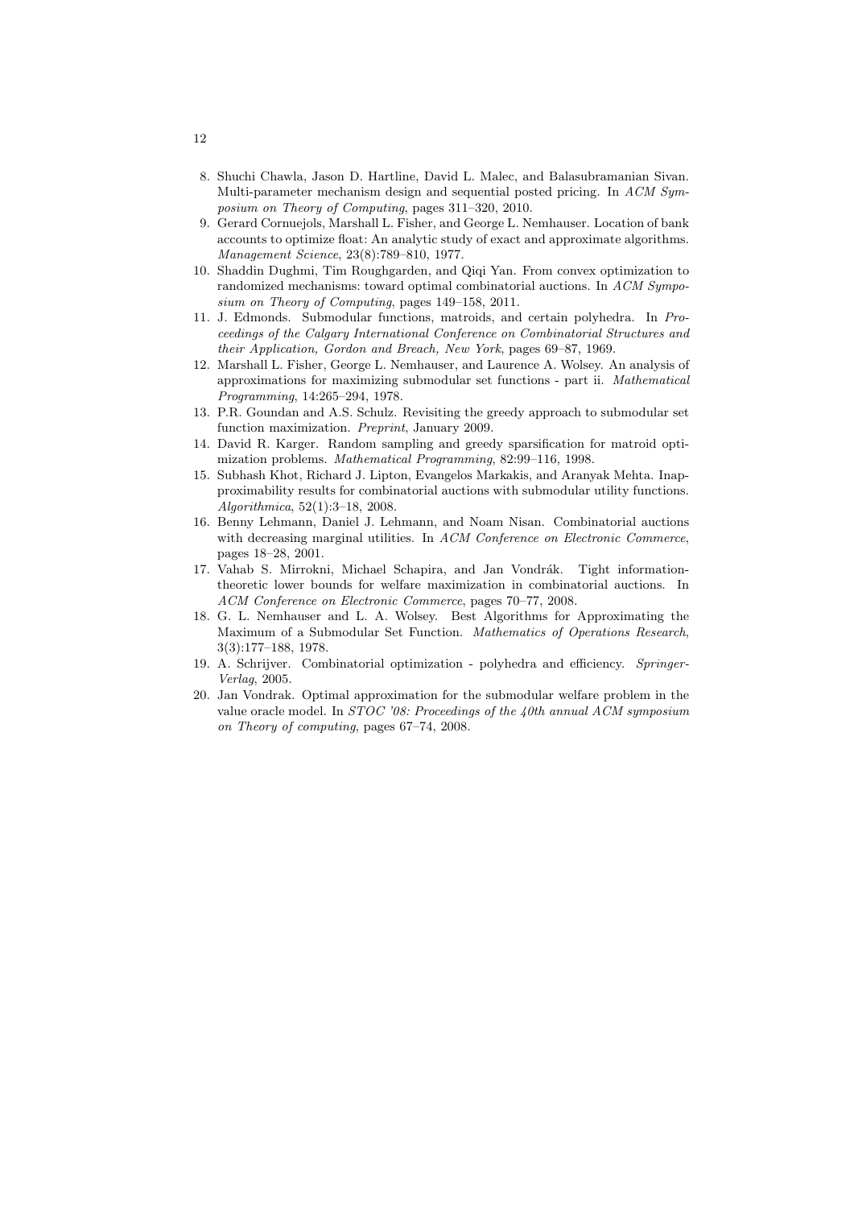8. Shuchi Chawla, Jason D. Hartline, David L. Malec, and Balasubramanian Sivan. Multi-parameter mechanism design and sequential posted pricing. In *ACM Symposium on Theory of Computing*, pages 311–320, 2010.
9. Gerard Cornuejols, Marshall L. Fisher, and George L. Nemhauser. Location of bank accounts to optimize float: An analytic study of exact and approximate algorithms. *Management Science*, 23(8):789–810, 1977.
10. Shaddin Dughmi, Tim Roughgarden, and Qiqi Yan. From convex optimization to randomized mechanisms: toward optimal combinatorial auctions. In *ACM Symposium on Theory of Computing*, pages 149–158, 2011.
11. J. Edmonds. Submodular functions, matroids, and certain polyhedra. In *Proceedings of the Calgary International Conference on Combinatorial Structures and their Application, Gordon and Breach, New York*, pages 69–87, 1969.
12. Marshall L. Fisher, George L. Nemhauser, and Laurence A. Wolsey. An analysis of approximations for maximizing submodular set functions - part ii. *Mathematical Programming*, 14:265–294, 1978.
13. P.R. Goundan and A.S. Schulz. Revisiting the greedy approach to submodular set function maximization. *Preprint*, January 2009.
14. David R. Karger. Random sampling and greedy sparsification for matroid optimization problems. *Mathematical Programming*, 82:99–116, 1998.
15. Subhash Khot, Richard J. Lipton, Evangelos Markakis, and Aranyak Mehta. Inapproximability results for combinatorial auctions with submodular utility functions. *Algorithmica*, 52(1):3–18, 2008.
16. Benny Lehmann, Daniel J. Lehmann, and Noam Nisan. Combinatorial auctions with decreasing marginal utilities. In *ACM Conference on Electronic Commerce*, pages 18–28, 2001.
17. Vahab S. Mirrokni, Michael Schapira, and Jan Vondrák. Tight information-theoretic lower bounds for welfare maximization in combinatorial auctions. In *ACM Conference on Electronic Commerce*, pages 70–77, 2008.
18. G. L. Nemhauser and L. A. Wolsey. Best Algorithms for Approximating the Maximum of a Submodular Set Function. *Mathematics of Operations Research*, 3(3):177–188, 1978.
19. A. Schrijver. Combinatorial optimization - polyhedra and efficiency. *Springer-Verlag*, 2005.
20. Jan Vondrak. Optimal approximation for the submodular welfare problem in the value oracle model. In *STOC '08: Proceedings of the 40th annual ACM symposium on Theory of computing*, pages 67–74, 2008.